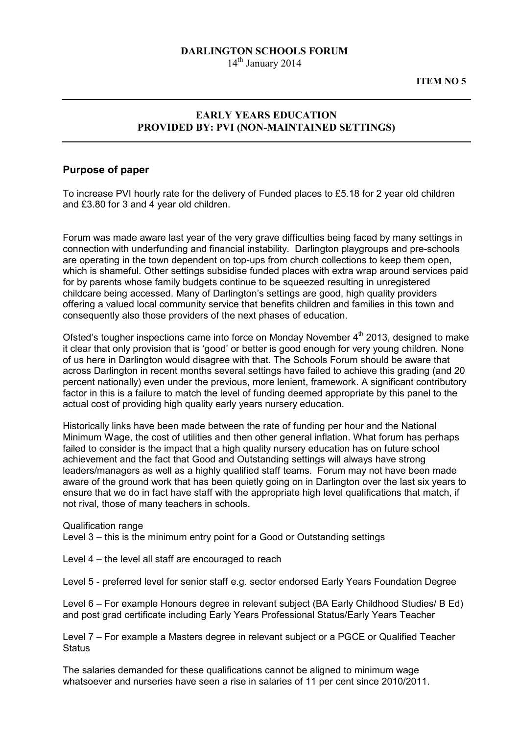**DARLINGTON SCHOOLS FORUM**
14th January 2014

**ITEM NO 5**

---

## EARLY YEARS EDUCATION
## PROVIDED BY: PVI (NON-MAINTAINED SETTINGS)

---

### Purpose of paper

To increase PVI hourly rate for the delivery of Funded places to £5.18 for 2 year old children and £3.80 for 3 and 4 year old children.

Forum was made aware last year of the very grave difficulties being faced by many settings in connection with underfunding and financial instability. Darlington playgroups and pre-schools are operating in the town dependent on top-ups from church collections to keep them open, which is shameful. Other settings subsidise funded places with extra wrap around services paid for by parents whose family budgets continue to be squeezed resulting in unregistered childcare being accessed. Many of Darlington's settings are good, high quality providers offering a valued local community service that benefits children and families in this town and consequently also those providers of the next phases of education.

Ofsted's tougher inspections came into force on Monday November 4th 2013, designed to make it clear that only provision that is 'good' or better is good enough for very young children. None of us here in Darlington would disagree with that. The Schools Forum should be aware that across Darlington in recent months several settings have failed to achieve this grading (and 20 percent nationally) even under the previous, more lenient, framework. A significant contributory factor in this is a failure to match the level of funding deemed appropriate by this panel to the actual cost of providing high quality early years nursery education.

Historically links have been made between the rate of funding per hour and the National Minimum Wage, the cost of utilities and then other general inflation. What forum has perhaps failed to consider is the impact that a high quality nursery education has on future school achievement and the fact that Good and Outstanding settings will always have strong leaders/managers as well as a highly qualified staff teams. Forum may not have been made aware of the ground work that has been quietly going on in Darlington over the last six years to ensure that we do in fact have staff with the appropriate high level qualifications that match, if not rival, those of many teachers in schools.

Qualification range

Level 3 – this is the minimum entry point for a Good or Outstanding settings

Level 4 – the level all staff are encouraged to reach

Level 5 - preferred level for senior staff e.g. sector endorsed Early Years Foundation Degree

Level 6 – For example Honours degree in relevant subject (BA Early Childhood Studies/ B Ed) and post grad certificate including Early Years Professional Status/Early Years Teacher

Level 7 – For example a Masters degree in relevant subject or a PGCE or Qualified Teacher Status

The salaries demanded for these qualifications cannot be aligned to minimum wage whatsoever and nurseries have seen a rise in salaries of 11 per cent since 2010/2011.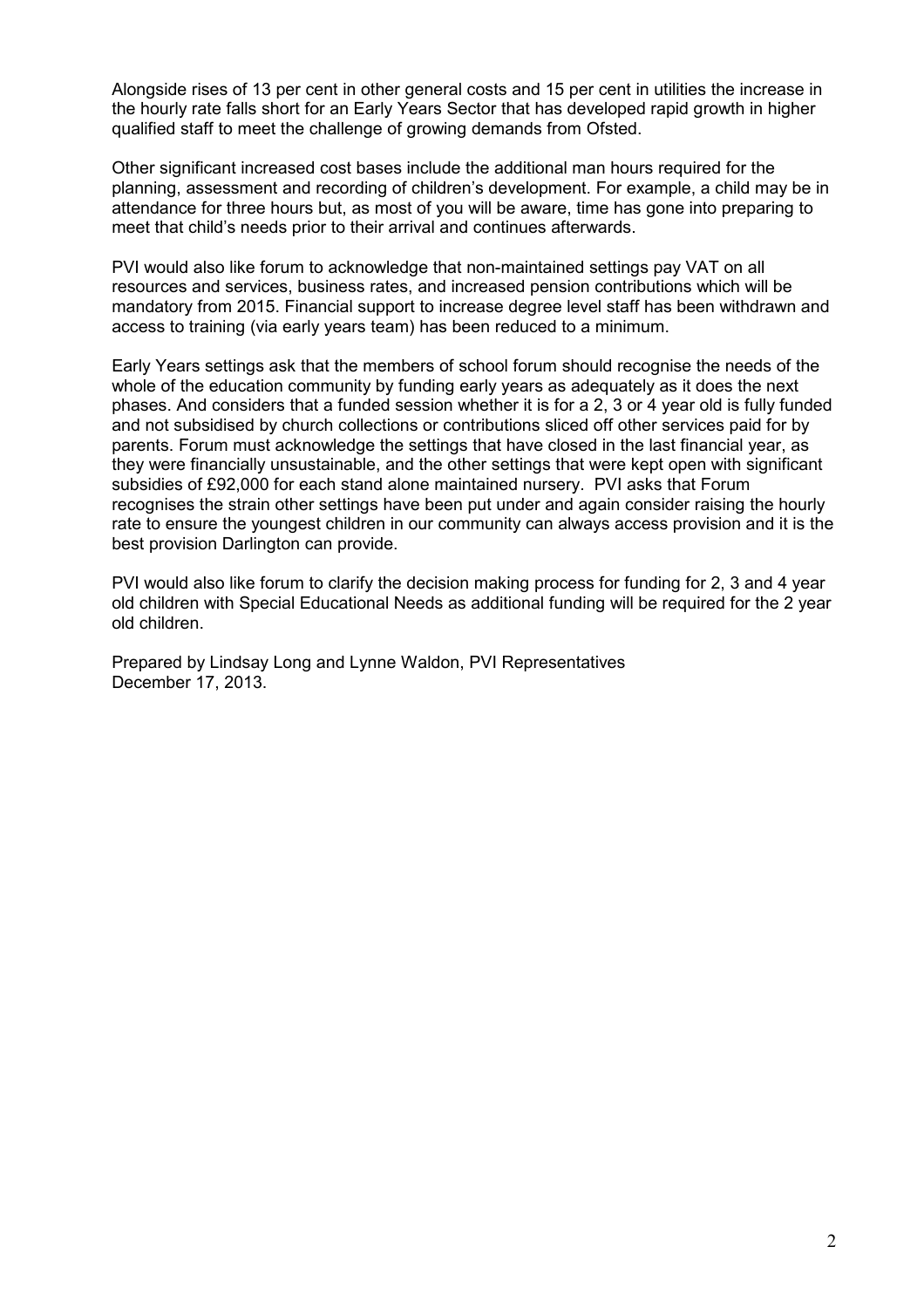Alongside rises of 13 per cent in other general costs and 15 per cent in utilities the increase in the hourly rate falls short for an Early Years Sector that has developed rapid growth in higher qualified staff to meet the challenge of growing demands from Ofsted.

Other significant increased cost bases include the additional man hours required for the planning, assessment and recording of children's development. For example, a child may be in attendance for three hours but, as most of you will be aware, time has gone into preparing to meet that child's needs prior to their arrival and continues afterwards.

PVI would also like forum to acknowledge that non-maintained settings pay VAT on all resources and services, business rates, and increased pension contributions which will be mandatory from 2015. Financial support to increase degree level staff has been withdrawn and access to training (via early years team) has been reduced to a minimum.

Early Years settings ask that the members of school forum should recognise the needs of the whole of the education community by funding early years as adequately as it does the next phases. And considers that a funded session whether it is for a 2, 3 or 4 year old is fully funded and not subsidised by church collections or contributions sliced off other services paid for by parents. Forum must acknowledge the settings that have closed in the last financial year, as they were financially unsustainable, and the other settings that were kept open with significant subsidies of £92,000 for each stand alone maintained nursery. PVI asks that Forum recognises the strain other settings have been put under and again consider raising the hourly rate to ensure the youngest children in our community can always access provision and it is the best provision Darlington can provide.

PVI would also like forum to clarify the decision making process for funding for 2, 3 and 4 year old children with Special Educational Needs as additional funding will be required for the 2 year old children.

Prepared by Lindsay Long and Lynne Waldon, PVI Representatives
December 17, 2013.